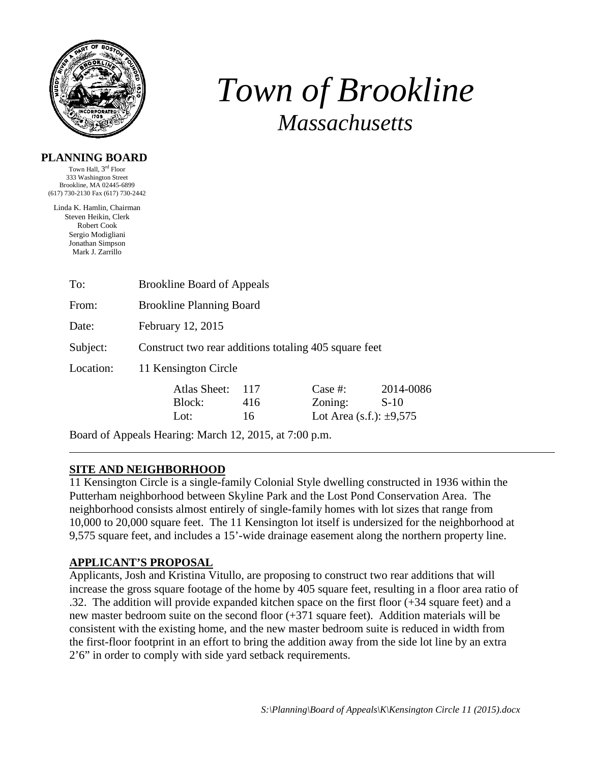# *Town of Brookline*
## *Massachusetts*

**PLANNING BOARD**

Town Hall, 3rd Floor
333 Washington Street
Brookline, MA 02445-6899
(617) 730-2130 Fax (617) 730-2442

Linda K. Hamlin, Chairman
Steven Heikin, Clerk
Robert Cook
Sergio Modigliani
Jonathan Simpson
Mark J. Zarrillo

| | |
|---|---|
| To: | Brookline Board of Appeals |
| From: | Brookline Planning Board |
| Date: | February 12, 2015 |
| Subject: | Construct two rear additions totaling 405 square feet |
| Location: | 11 Kensington Circle |

| | | | |
|---|---|---|---|
| Atlas Sheet: | 117 | Case #: | 2014-0086 |
| Block: | 416 | Zoning: | S-10 |
| Lot: | 16 | Lot Area (s.f.): ±9,575 | |

Board of Appeals Hearing: March 12, 2015, at 7:00 p.m.

---

## SITE AND NEIGHBORHOOD

11 Kensington Circle is a single-family Colonial Style dwelling constructed in 1936 within the Putterham neighborhood between Skyline Park and the Lost Pond Conservation Area. The neighborhood consists almost entirely of single-family homes with lot sizes that range from 10,000 to 20,000 square feet. The 11 Kensington lot itself is undersized for the neighborhood at 9,575 square feet, and includes a 15'-wide drainage easement along the northern property line.

## APPLICANT'S PROPOSAL

Applicants, Josh and Kristina Vitullo, are proposing to construct two rear additions that will increase the gross square footage of the home by 405 square feet, resulting in a floor area ratio of .32. The addition will provide expanded kitchen space on the first floor (+34 square feet) and a new master bedroom suite on the second floor (+371 square feet). Addition materials will be consistent with the existing home, and the new master bedroom suite is reduced in width from the first-floor footprint in an effort to bring the addition away from the side lot line by an extra 2'6" in order to comply with side yard setback requirements.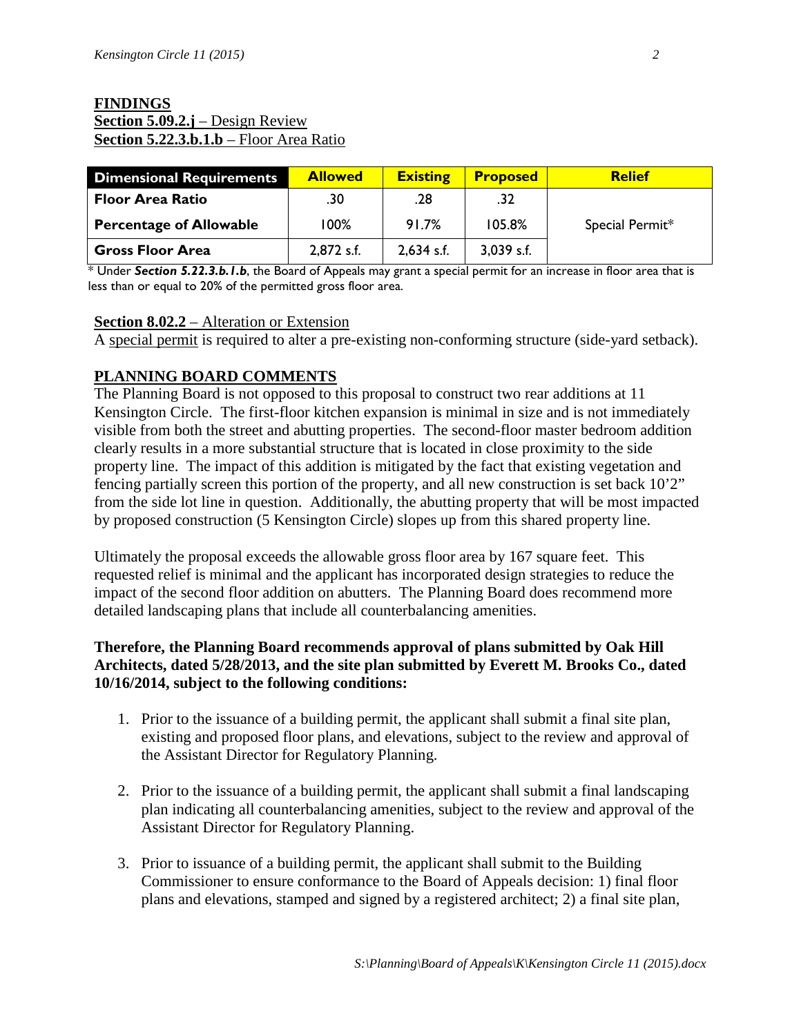**FINDINGS**

**Section 5.09.2.j** – Design Review

**Section 5.22.3.b.1.b** – Floor Area Ratio

| Dimensional Requirements | Allowed | Existing | Proposed | Relief |
|---|---|---|---|---|
| Floor Area Ratio | .30 | .28 | .32 | Special Permit* |
| Percentage of Allowable | 100% | 91.7% | 105.8% | |
| Gross Floor Area | 2,872 s.f. | 2,634 s.f. | 3,039 s.f. | |

* Under ***Section 5.22.3.b.1.b***, the Board of Appeals may grant a special permit for an increase in floor area that is less than or equal to 20% of the permitted gross floor area.

**Section 8.02.2** – Alteration or Extension

A special permit is required to alter a pre-existing non-conforming structure (side-yard setback).

**PLANNING BOARD COMMENTS**

The Planning Board is not opposed to this proposal to construct two rear additions at 11 Kensington Circle. The first-floor kitchen expansion is minimal in size and is not immediately visible from both the street and abutting properties. The second-floor master bedroom addition clearly results in a more substantial structure that is located in close proximity to the side property line. The impact of this addition is mitigated by the fact that existing vegetation and fencing partially screen this portion of the property, and all new construction is set back 10'2" from the side lot line in question. Additionally, the abutting property that will be most impacted by proposed construction (5 Kensington Circle) slopes up from this shared property line.

Ultimately the proposal exceeds the allowable gross floor area by 167 square feet. This requested relief is minimal and the applicant has incorporated design strategies to reduce the impact of the second floor addition on abutters. The Planning Board does recommend more detailed landscaping plans that include all counterbalancing amenities.

**Therefore, the Planning Board recommends approval of plans submitted by Oak Hill Architects, dated 5/28/2013, and the site plan submitted by Everett M. Brooks Co., dated 10/16/2014, subject to the following conditions:**

1. Prior to the issuance of a building permit, the applicant shall submit a final site plan, existing and proposed floor plans, and elevations, subject to the review and approval of the Assistant Director for Regulatory Planning.

2. Prior to the issuance of a building permit, the applicant shall submit a final landscaping plan indicating all counterbalancing amenities, subject to the review and approval of the Assistant Director for Regulatory Planning.

3. Prior to issuance of a building permit, the applicant shall submit to the Building Commissioner to ensure conformance to the Board of Appeals decision: 1) final floor plans and elevations, stamped and signed by a registered architect; 2) a final site plan,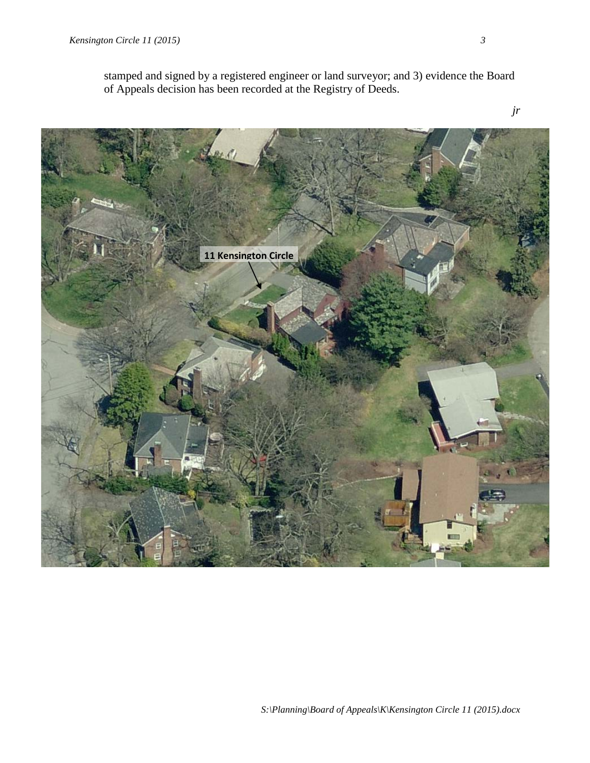stamped and signed by a registered engineer or land surveyor; and 3) evidence the Board of Appeals decision has been recorded at the Registry of Deeds.

*jr*